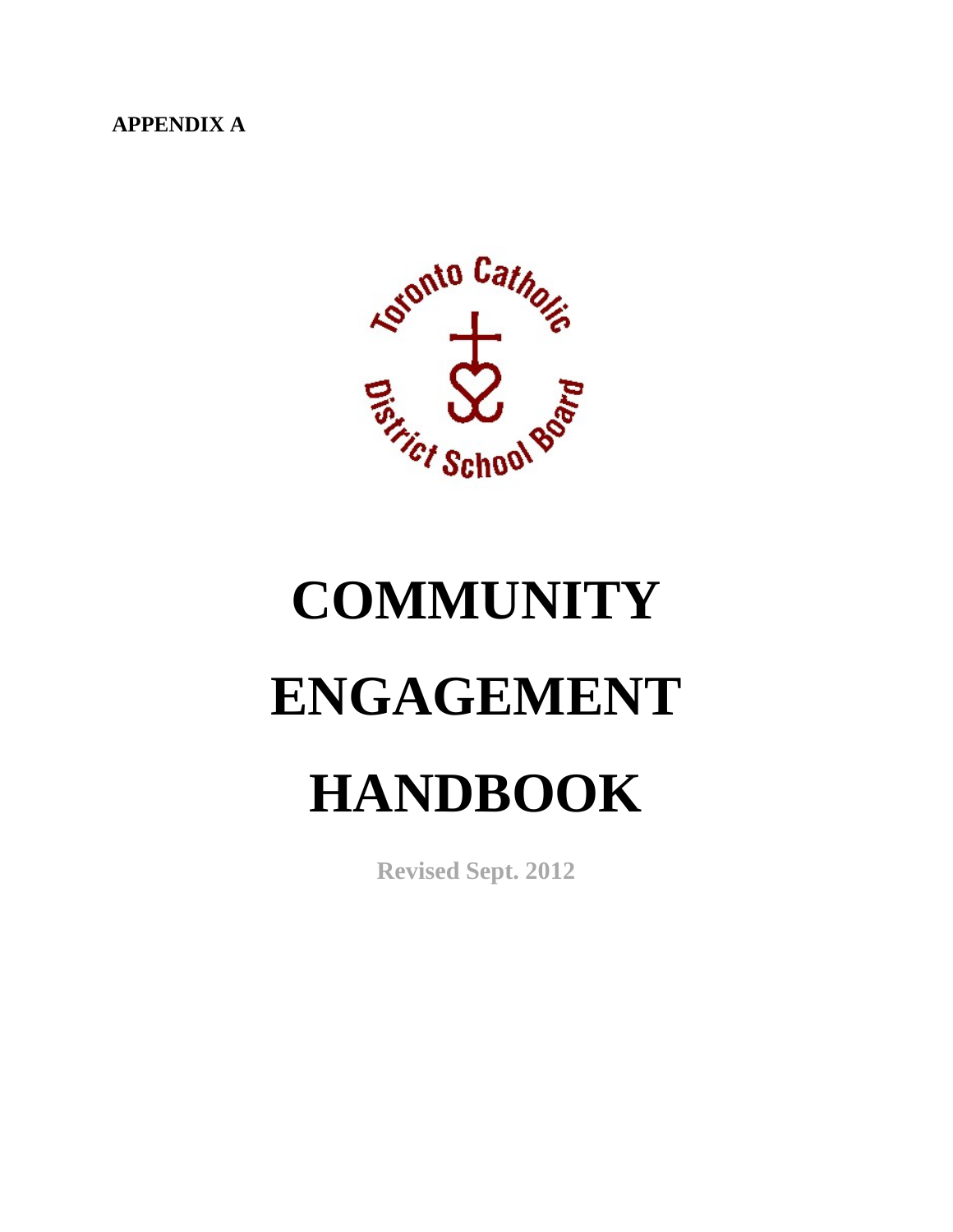**APPENDIX A**

Toronto Catholic District School Board

# COMMUNITY ENGAGEMENT HANDBOOK

**Revised Sept. 2012**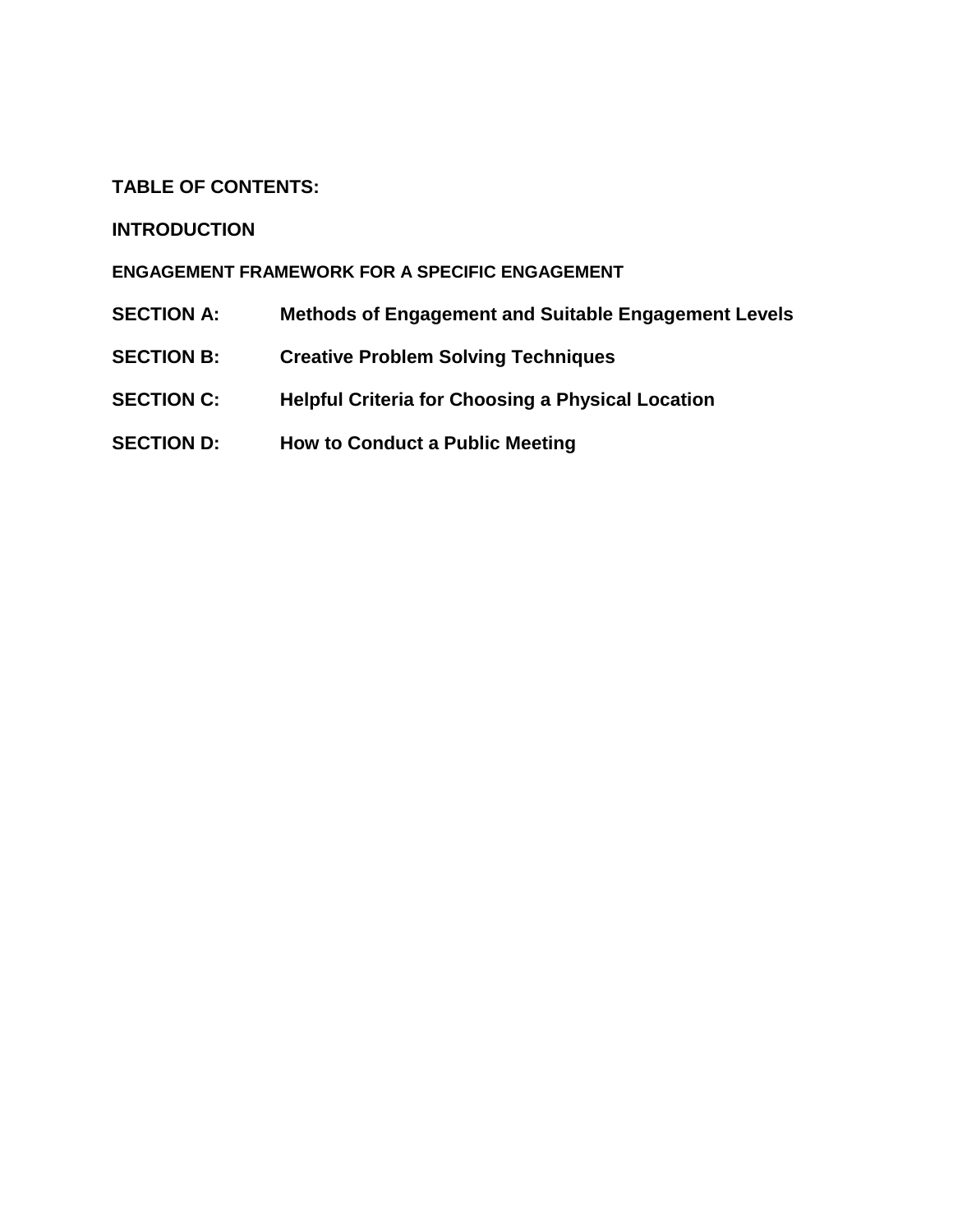**TABLE OF CONTENTS:**

**INTRODUCTION**

**ENGAGEMENT FRAMEWORK FOR A SPECIFIC ENGAGEMENT**

| | |
|---|---|
| **SECTION A:** | **Methods of Engagement and Suitable Engagement Levels** |
| **SECTION B:** | **Creative Problem Solving Techniques** |
| **SECTION C:** | **Helpful Criteria for Choosing a Physical Location** |
| **SECTION D:** | **How to Conduct a Public Meeting** |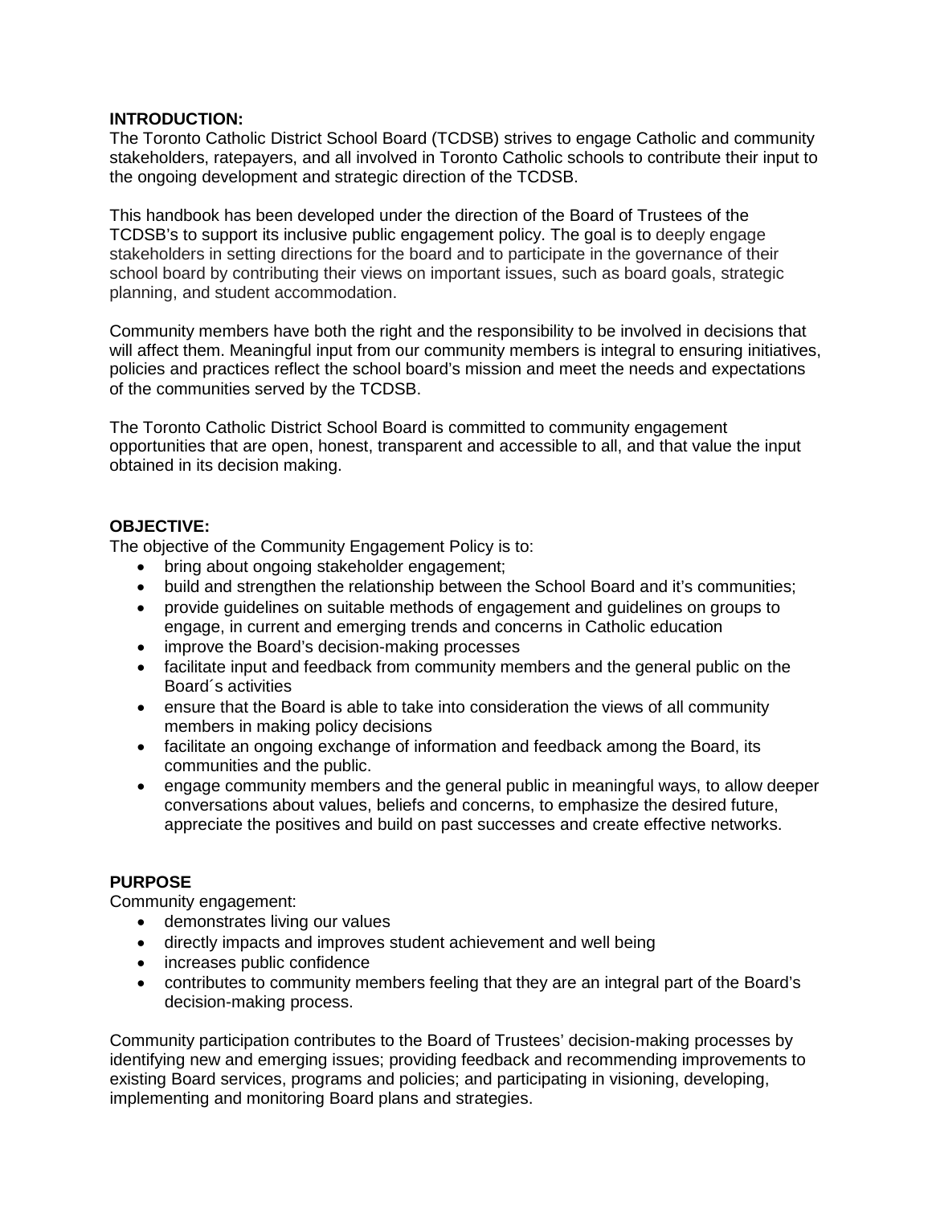**INTRODUCTION:**

The Toronto Catholic District School Board (TCDSB) strives to engage Catholic and community stakeholders, ratepayers, and all involved in Toronto Catholic schools to contribute their input to the ongoing development and strategic direction of the TCDSB.

This handbook has been developed under the direction of the Board of Trustees of the TCDSB's to support its inclusive public engagement policy. The goal is to deeply engage stakeholders in setting directions for the board and to participate in the governance of their school board by contributing their views on important issues, such as board goals, strategic planning, and student accommodation.

Community members have both the right and the responsibility to be involved in decisions that will affect them. Meaningful input from our community members is integral to ensuring initiatives, policies and practices reflect the school board's mission and meet the needs and expectations of the communities served by the TCDSB.

The Toronto Catholic District School Board is committed to community engagement opportunities that are open, honest, transparent and accessible to all, and that value the input obtained in its decision making.

**OBJECTIVE:**

The objective of the Community Engagement Policy is to:

- bring about ongoing stakeholder engagement;
- build and strengthen the relationship between the School Board and it's communities;
- provide guidelines on suitable methods of engagement and guidelines on groups to engage, in current and emerging trends and concerns in Catholic education
- improve the Board's decision-making processes
- facilitate input and feedback from community members and the general public on the Board´s activities
- ensure that the Board is able to take into consideration the views of all community members in making policy decisions
- facilitate an ongoing exchange of information and feedback among the Board, its communities and the public.
- engage community members and the general public in meaningful ways, to allow deeper conversations about values, beliefs and concerns, to emphasize the desired future, appreciate the positives and build on past successes and create effective networks.

**PURPOSE**

Community engagement:

- demonstrates living our values
- directly impacts and improves student achievement and well being
- increases public confidence
- contributes to community members feeling that they are an integral part of the Board's decision-making process.

Community participation contributes to the Board of Trustees' decision-making processes by identifying new and emerging issues; providing feedback and recommending improvements to existing Board services, programs and policies; and participating in visioning, developing, implementing and monitoring Board plans and strategies.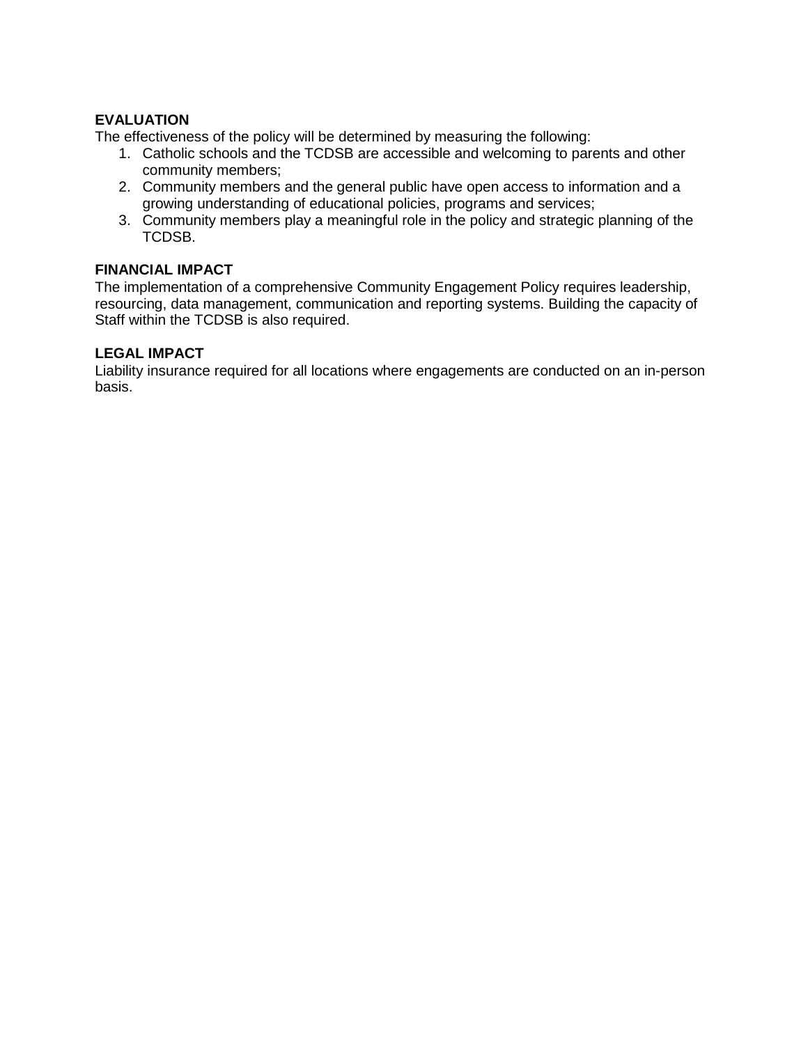**EVALUATION**

The effectiveness of the policy will be determined by measuring the following:

1. Catholic schools and the TCDSB are accessible and welcoming to parents and other community members;
2. Community members and the general public have open access to information and a growing understanding of educational policies, programs and services;
3. Community members play a meaningful role in the policy and strategic planning of the TCDSB.

**FINANCIAL IMPACT**

The implementation of a comprehensive Community Engagement Policy requires leadership, resourcing, data management, communication and reporting systems. Building the capacity of Staff within the TCDSB is also required.

**LEGAL IMPACT**

Liability insurance required for all locations where engagements are conducted on an in-person basis.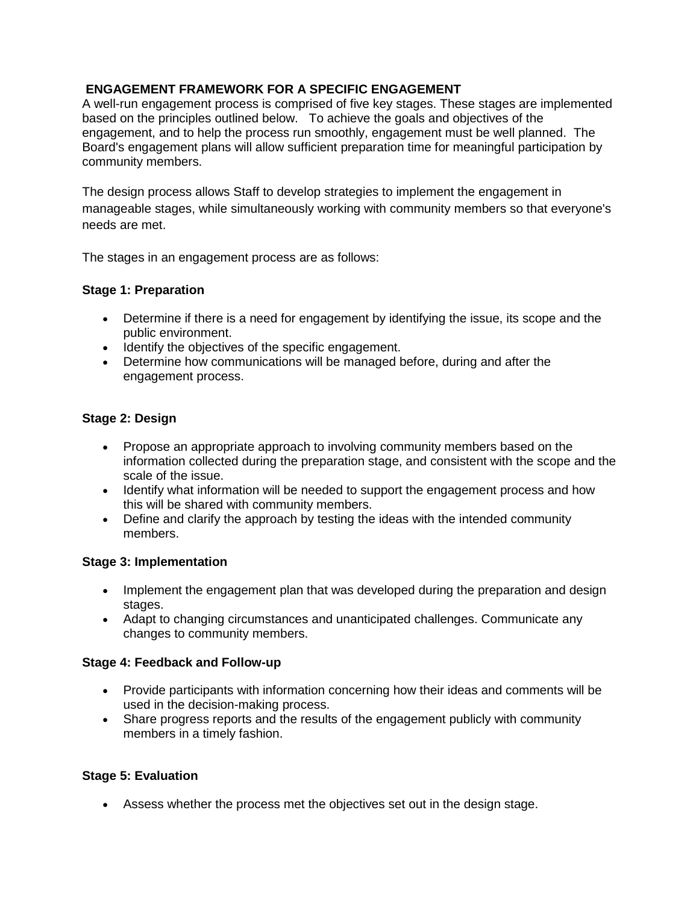## ENGAGEMENT FRAMEWORK FOR A SPECIFIC ENGAGEMENT

A well-run engagement process is comprised of five key stages. These stages are implemented based on the principles outlined below. To achieve the goals and objectives of the engagement, and to help the process run smoothly, engagement must be well planned. The Board's engagement plans will allow sufficient preparation time for meaningful participation by community members.

The design process allows Staff to develop strategies to implement the engagement in manageable stages, while simultaneously working with community members so that everyone's needs are met.

The stages in an engagement process are as follows:

### Stage 1: Preparation

- Determine if there is a need for engagement by identifying the issue, its scope and the public environment.
- Identify the objectives of the specific engagement.
- Determine how communications will be managed before, during and after the engagement process.

### Stage 2: Design

- Propose an appropriate approach to involving community members based on the information collected during the preparation stage, and consistent with the scope and the scale of the issue.
- Identify what information will be needed to support the engagement process and how this will be shared with community members.
- Define and clarify the approach by testing the ideas with the intended community members.

### Stage 3: Implementation

- Implement the engagement plan that was developed during the preparation and design stages.
- Adapt to changing circumstances and unanticipated challenges. Communicate any changes to community members.

### Stage 4: Feedback and Follow-up

- Provide participants with information concerning how their ideas and comments will be used in the decision-making process.
- Share progress reports and the results of the engagement publicly with community members in a timely fashion.

### Stage 5: Evaluation

- Assess whether the process met the objectives set out in the design stage.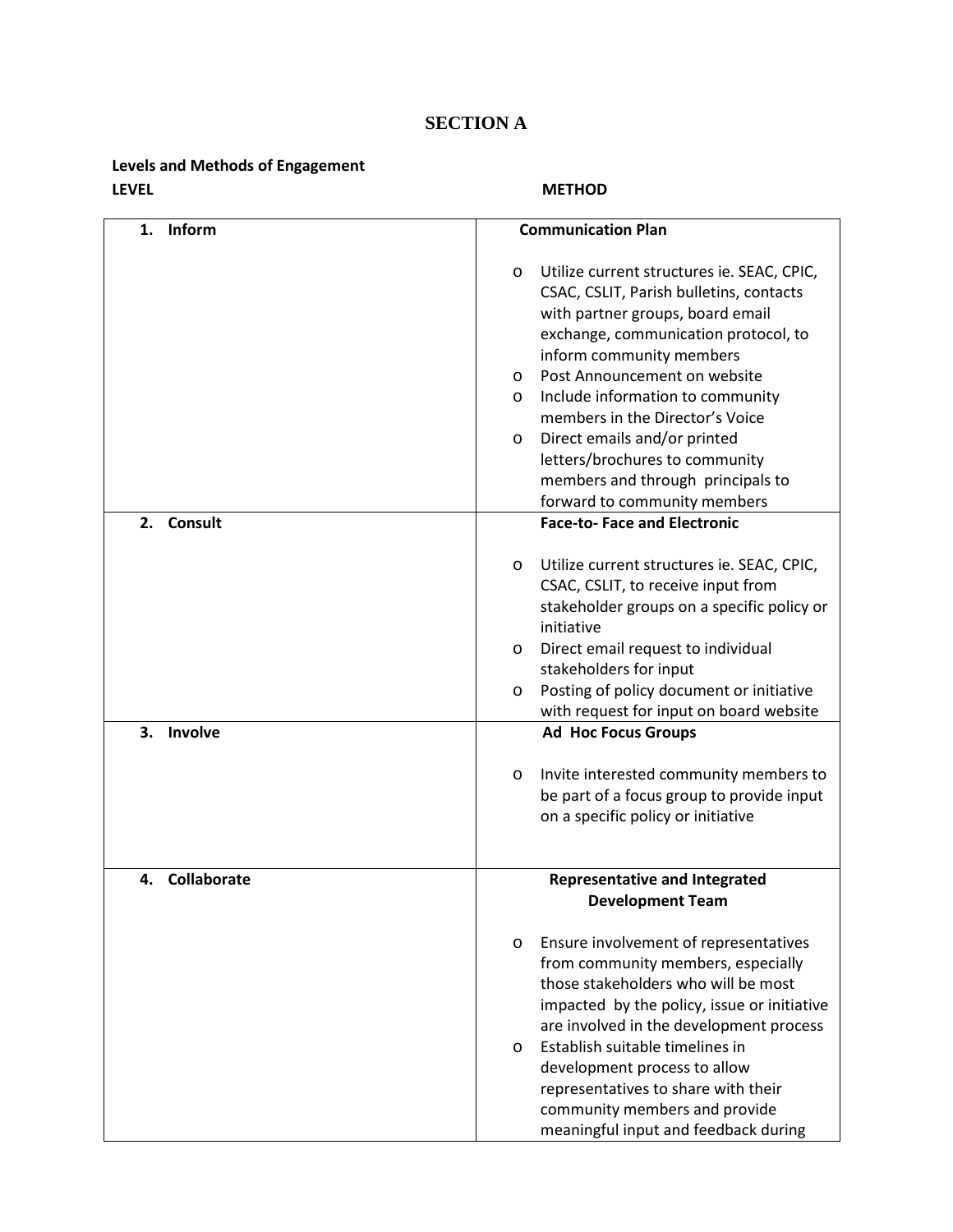# SECTION A

**Levels and Methods of Engagement**

| LEVEL | METHOD |
|---|---|
| **1. Inform** | **Communication Plan**<br><br>o Utilize current structures ie. SEAC, CPIC, CSAC, CSLIT, Parish bulletins, contacts with partner groups, board email exchange, communication protocol, to inform community members<br>o Post Announcement on website<br>o Include information to community members in the Director's Voice<br>o Direct emails and/or printed letters/brochures to community members and through principals to forward to community members |
| **2. Consult** | **Face-to- Face and Electronic**<br><br>o Utilize current structures ie. SEAC, CPIC, CSAC, CSLIT, to receive input from stakeholder groups on a specific policy or initiative<br>o Direct email request to individual stakeholders for input<br>o Posting of policy document or initiative with request for input on board website |
| **3. Involve** | **Ad Hoc Focus Groups**<br><br>o Invite interested community members to be part of a focus group to provide input on a specific policy or initiative |
| **4. Collaborate** | **Representative and Integrated Development Team**<br><br>o Ensure involvement of representatives from community members, especially those stakeholders who will be most impacted by the policy, issue or initiative are involved in the development process<br>o Establish suitable timelines in development process to allow representatives to share with their community members and provide meaningful input and feedback during |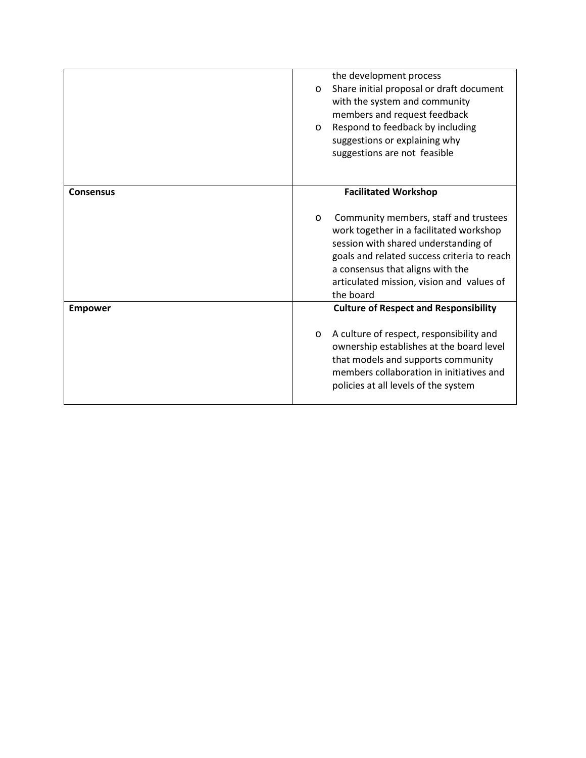| | |
|---|---|
| | the development process<br>o Share initial proposal or draft document with the system and community members and request feedback<br>o Respond to feedback by including suggestions or explaining why suggestions are not feasible |
| **Consensus** | **Facilitated Workshop**<br><br>o Community members, staff and trustees work together in a facilitated workshop session with shared understanding of goals and related success criteria to reach a consensus that aligns with the articulated mission, vision and values of the board |
| **Empower** | **Culture of Respect and Responsibility**<br><br>o A culture of respect, responsibility and ownership establishes at the board level that models and supports community members collaboration in initiatives and policies at all levels of the system |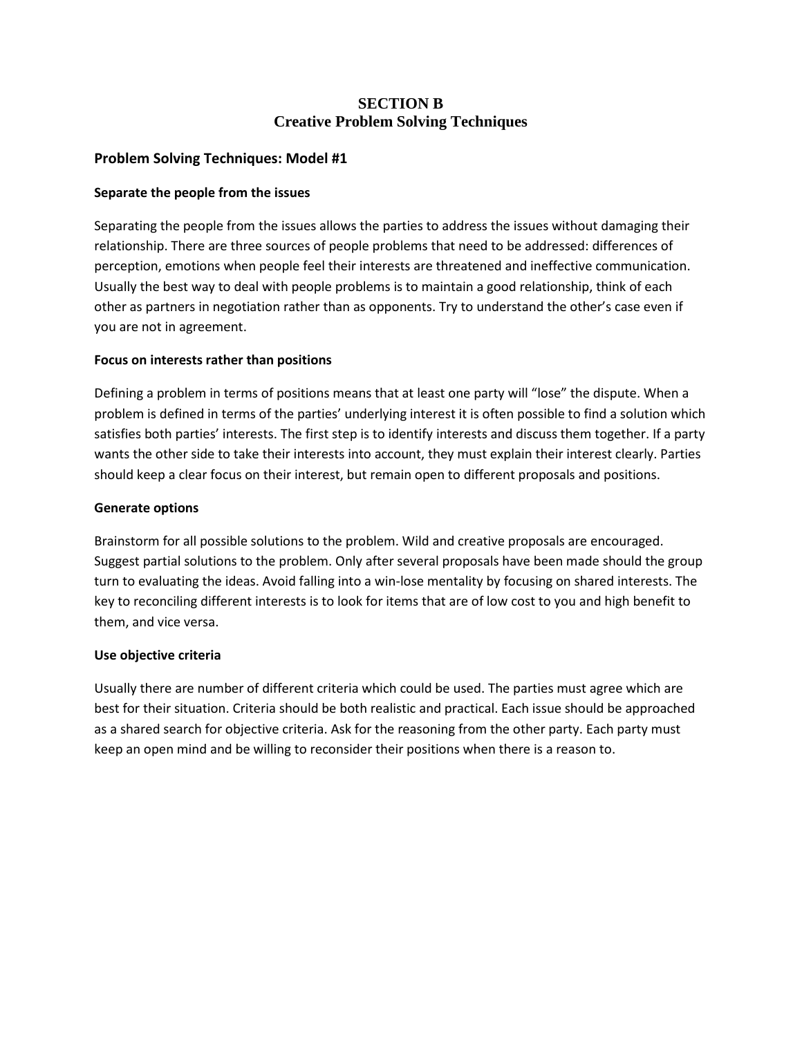# SECTION B
# Creative Problem Solving Techniques

## Problem Solving Techniques: Model #1

**Separate the people from the issues**

Separating the people from the issues allows the parties to address the issues without damaging their relationship. There are three sources of people problems that need to be addressed: differences of perception, emotions when people feel their interests are threatened and ineffective communication. Usually the best way to deal with people problems is to maintain a good relationship, think of each other as partners in negotiation rather than as opponents. Try to understand the other's case even if you are not in agreement.

**Focus on interests rather than positions**

Defining a problem in terms of positions means that at least one party will "lose" the dispute. When a problem is defined in terms of the parties' underlying interest it is often possible to find a solution which satisfies both parties' interests. The first step is to identify interests and discuss them together. If a party wants the other side to take their interests into account, they must explain their interest clearly. Parties should keep a clear focus on their interest, but remain open to different proposals and positions.

**Generate options**

Brainstorm for all possible solutions to the problem. Wild and creative proposals are encouraged. Suggest partial solutions to the problem. Only after several proposals have been made should the group turn to evaluating the ideas. Avoid falling into a win-lose mentality by focusing on shared interests. The key to reconciling different interests is to look for items that are of low cost to you and high benefit to them, and vice versa.

**Use objective criteria**

Usually there are number of different criteria which could be used. The parties must agree which are best for their situation. Criteria should be both realistic and practical. Each issue should be approached as a shared search for objective criteria. Ask for the reasoning from the other party. Each party must keep an open mind and be willing to reconsider their positions when there is a reason to.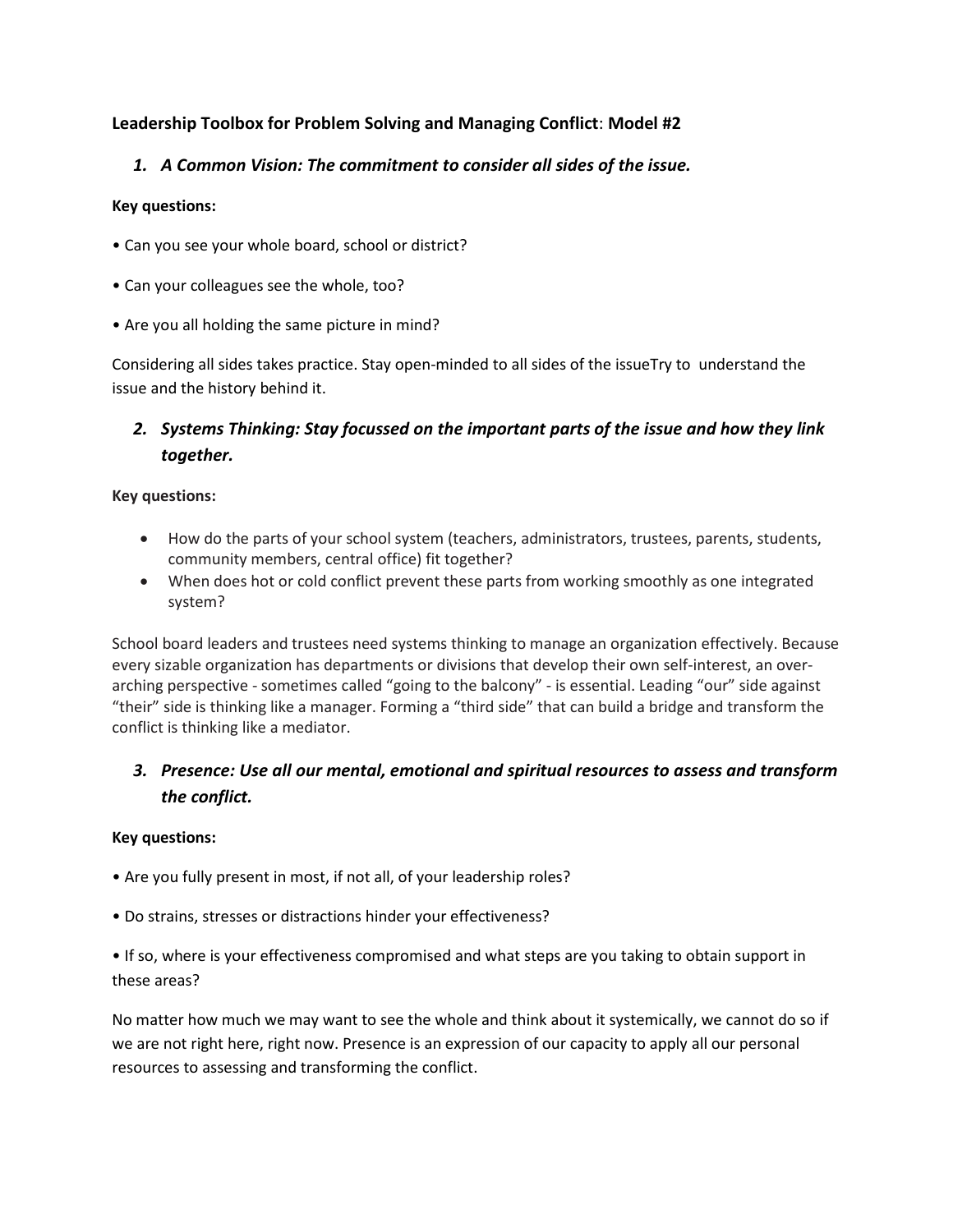**Leadership Toolbox for Problem Solving and Managing Conflict**: **Model #2**

### 1. *A Common Vision: The commitment to consider all sides of the issue.*

**Key questions:**

• Can you see your whole board, school or district?

• Can your colleagues see the whole, too?

• Are you all holding the same picture in mind?

Considering all sides takes practice. Stay open-minded to all sides of the issueTry to understand the issue and the history behind it.

### 2. *Systems Thinking: Stay focussed on the important parts of the issue and how they link together.*

**Key questions:**

- How do the parts of your school system (teachers, administrators, trustees, parents, students, community members, central office) fit together?
- When does hot or cold conflict prevent these parts from working smoothly as one integrated system?

School board leaders and trustees need systems thinking to manage an organization effectively. Because every sizable organization has departments or divisions that develop their own self-interest, an over-arching perspective - sometimes called "going to the balcony" - is essential. Leading "our" side against "their" side is thinking like a manager. Forming a "third side" that can build a bridge and transform the conflict is thinking like a mediator.

### 3. *Presence: Use all our mental, emotional and spiritual resources to assess and transform the conflict.*

**Key questions:**

• Are you fully present in most, if not all, of your leadership roles?

• Do strains, stresses or distractions hinder your effectiveness?

• If so, where is your effectiveness compromised and what steps are you taking to obtain support in these areas?

No matter how much we may want to see the whole and think about it systemically, we cannot do so if we are not right here, right now. Presence is an expression of our capacity to apply all our personal resources to assessing and transforming the conflict.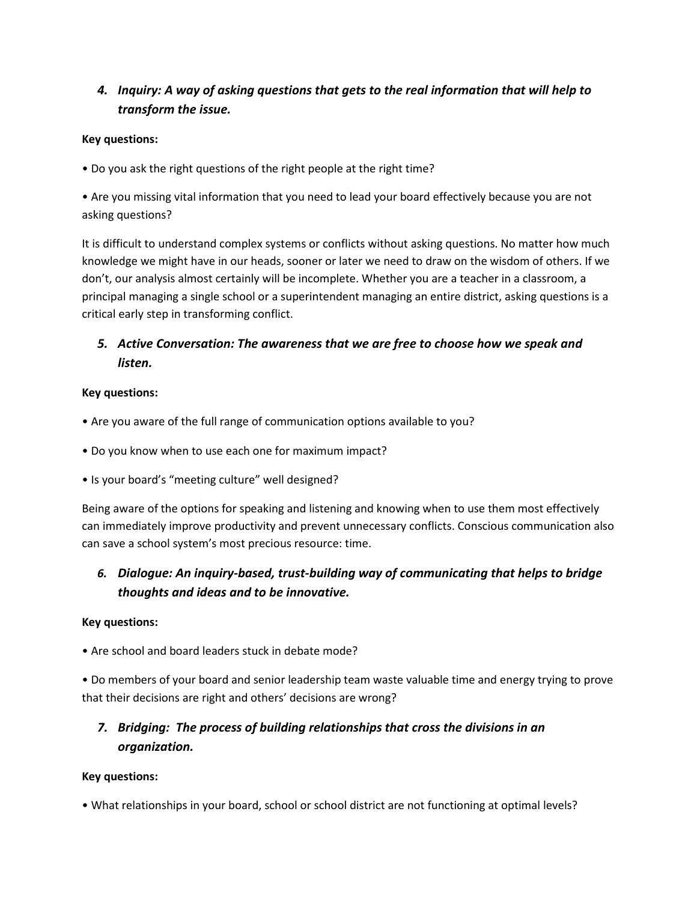### *4. Inquiry: A way of asking questions that gets to the real information that will help to transform the issue.*

**Key questions:**

• Do you ask the right questions of the right people at the right time?

• Are you missing vital information that you need to lead your board effectively because you are not asking questions?

It is difficult to understand complex systems or conflicts without asking questions. No matter how much knowledge we might have in our heads, sooner or later we need to draw on the wisdom of others. If we don't, our analysis almost certainly will be incomplete. Whether you are a teacher in a classroom, a principal managing a single school or a superintendent managing an entire district, asking questions is a critical early step in transforming conflict.

### *5. Active Conversation: The awareness that we are free to choose how we speak and listen.*

**Key questions:**

• Are you aware of the full range of communication options available to you?

• Do you know when to use each one for maximum impact?

• Is your board's "meeting culture" well designed?

Being aware of the options for speaking and listening and knowing when to use them most effectively can immediately improve productivity and prevent unnecessary conflicts. Conscious communication also can save a school system's most precious resource: time.

### *6. Dialogue: An inquiry-based, trust-building way of communicating that helps to bridge thoughts and ideas and to be innovative.*

**Key questions:**

• Are school and board leaders stuck in debate mode?

• Do members of your board and senior leadership team waste valuable time and energy trying to prove that their decisions are right and others' decisions are wrong?

### *7. Bridging: The process of building relationships that cross the divisions in an organization.*

**Key questions:**

• What relationships in your board, school or school district are not functioning at optimal levels?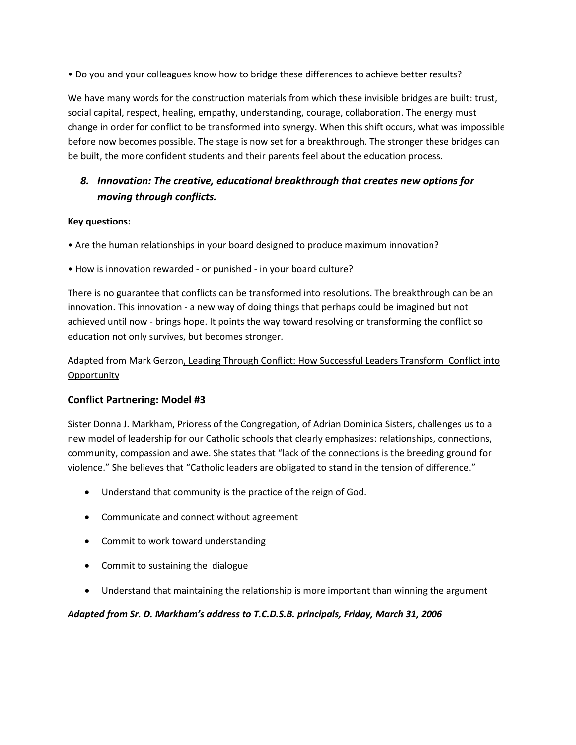• Do you and your colleagues know how to bridge these differences to achieve better results?

We have many words for the construction materials from which these invisible bridges are built: trust, social capital, respect, healing, empathy, understanding, courage, collaboration. The energy must change in order for conflict to be transformed into synergy. When this shift occurs, what was impossible before now becomes possible. The stage is now set for a breakthrough. The stronger these bridges can be built, the more confident students and their parents feel about the education process.

### *8. Innovation: The creative, educational breakthrough that creates new options for moving through conflicts.*

**Key questions:**

• Are the human relationships in your board designed to produce maximum innovation?

• How is innovation rewarded - or punished - in your board culture?

There is no guarantee that conflicts can be transformed into resolutions. The breakthrough can be an innovation. This innovation - a new way of doing things that perhaps could be imagined but not achieved until now - brings hope. It points the way toward resolving or transforming the conflict so education not only survives, but becomes stronger.

Adapted from Mark Gerzon, Leading Through Conflict: How Successful Leaders Transform Conflict into Opportunity

## Conflict Partnering: Model #3

Sister Donna J. Markham, Prioress of the Congregation, of Adrian Dominica Sisters, challenges us to a new model of leadership for our Catholic schools that clearly emphasizes: relationships, connections, community, compassion and awe. She states that "lack of the connections is the breeding ground for violence." She believes that "Catholic leaders are obligated to stand in the tension of difference."

- Understand that community is the practice of the reign of God.
- Communicate and connect without agreement
- Commit to work toward understanding
- Commit to sustaining the dialogue
- Understand that maintaining the relationship is more important than winning the argument

***Adapted from Sr. D. Markham's address to T.C.D.S.B. principals, Friday, March 31, 2006***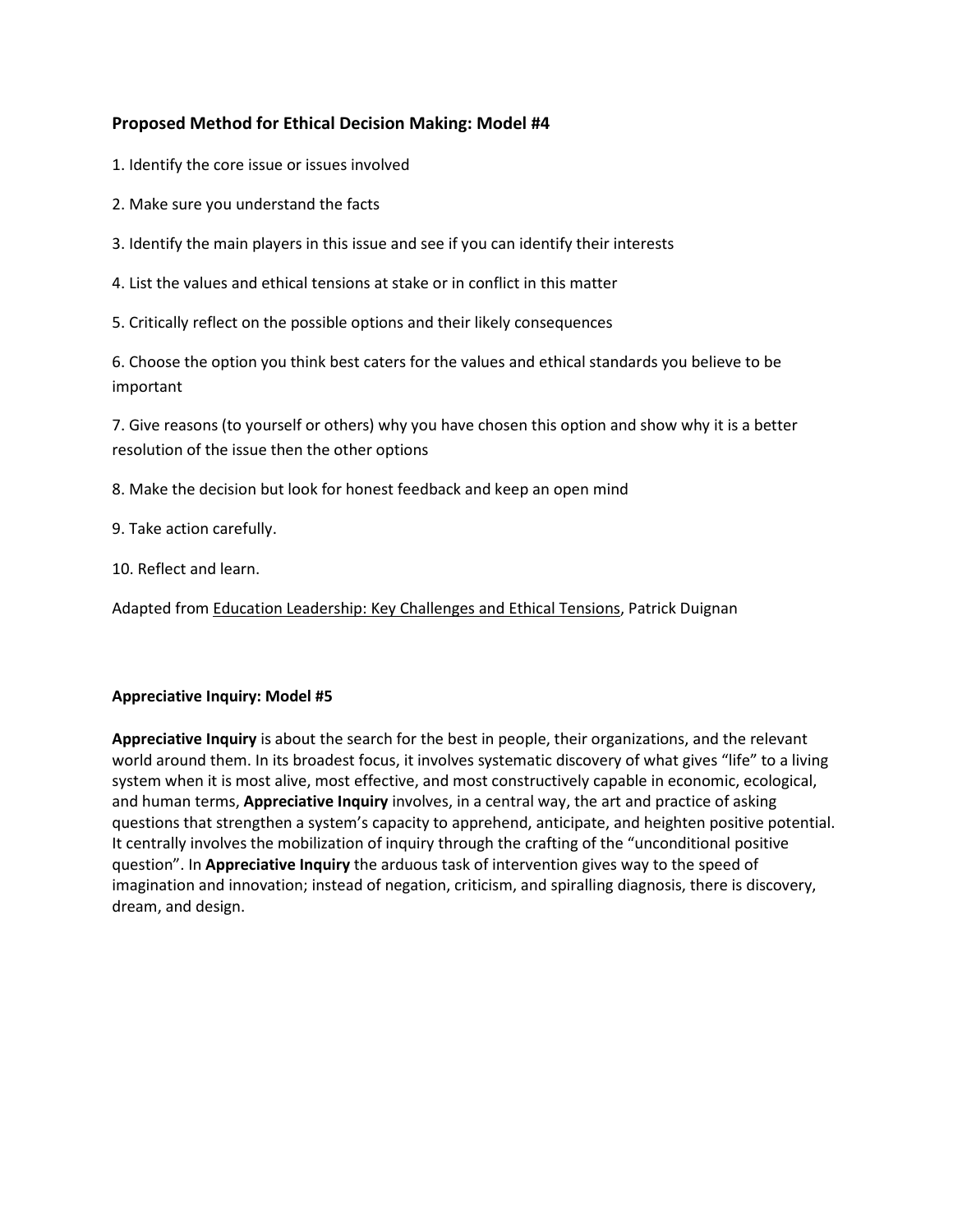### Proposed Method for Ethical Decision Making: Model #4

1. Identify the core issue or issues involved

2. Make sure you understand the facts

3. Identify the main players in this issue and see if you can identify their interests

4. List the values and ethical tensions at stake or in conflict in this matter

5. Critically reflect on the possible options and their likely consequences

6. Choose the option you think best caters for the values and ethical standards you believe to be important

7. Give reasons (to yourself or others) why you have chosen this option and show why it is a better resolution of the issue then the other options

8. Make the decision but look for honest feedback and keep an open mind

9. Take action carefully.

10. Reflect and learn.

Adapted from <u>Education Leadership: Key Challenges and Ethical Tensions</u>, Patrick Duignan

### Appreciative Inquiry: Model #5

**Appreciative Inquiry** is about the search for the best in people, their organizations, and the relevant world around them. In its broadest focus, it involves systematic discovery of what gives "life" to a living system when it is most alive, most effective, and most constructively capable in economic, ecological, and human terms, **Appreciative Inquiry** involves, in a central way, the art and practice of asking questions that strengthen a system's capacity to apprehend, anticipate, and heighten positive potential. It centrally involves the mobilization of inquiry through the crafting of the "unconditional positive question". In **Appreciative Inquiry** the arduous task of intervention gives way to the speed of imagination and innovation; instead of negation, criticism, and spiralling diagnosis, there is discovery, dream, and design.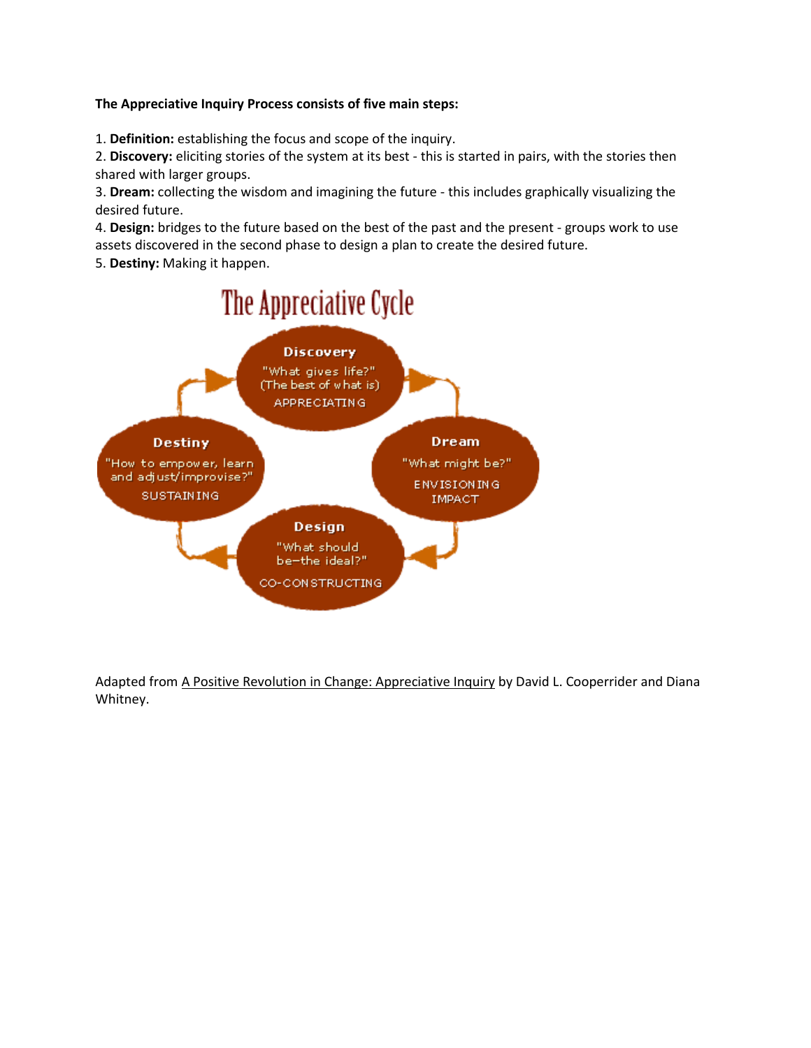**The Appreciative Inquiry Process consists of five main steps:**

1. **Definition:** establishing the focus and scope of the inquiry.
2. **Discovery:** eliciting stories of the system at its best - this is started in pairs, with the stories then shared with larger groups.
3. **Dream:** collecting the wisdom and imagining the future - this includes graphically visualizing the desired future.
4. **Design:** bridges to the future based on the best of the past and the present - groups work to use assets discovered in the second phase to design a plan to create the desired future.
5. **Destiny:** Making it happen.

The Appreciative Cycle

**Discovery** "What gives life?" (The best of what is) APPRECIATING

**Dream** "What might be?" ENVISIONING IMPACT

**Design** "What should be—the ideal?" CO-CONSTRUCTING

**Destiny** "How to empower, learn and adjust/improvise?" SUSTAINING

Adapted from A Positive Revolution in Change: Appreciative Inquiry by David L. Cooperrider and Diana Whitney.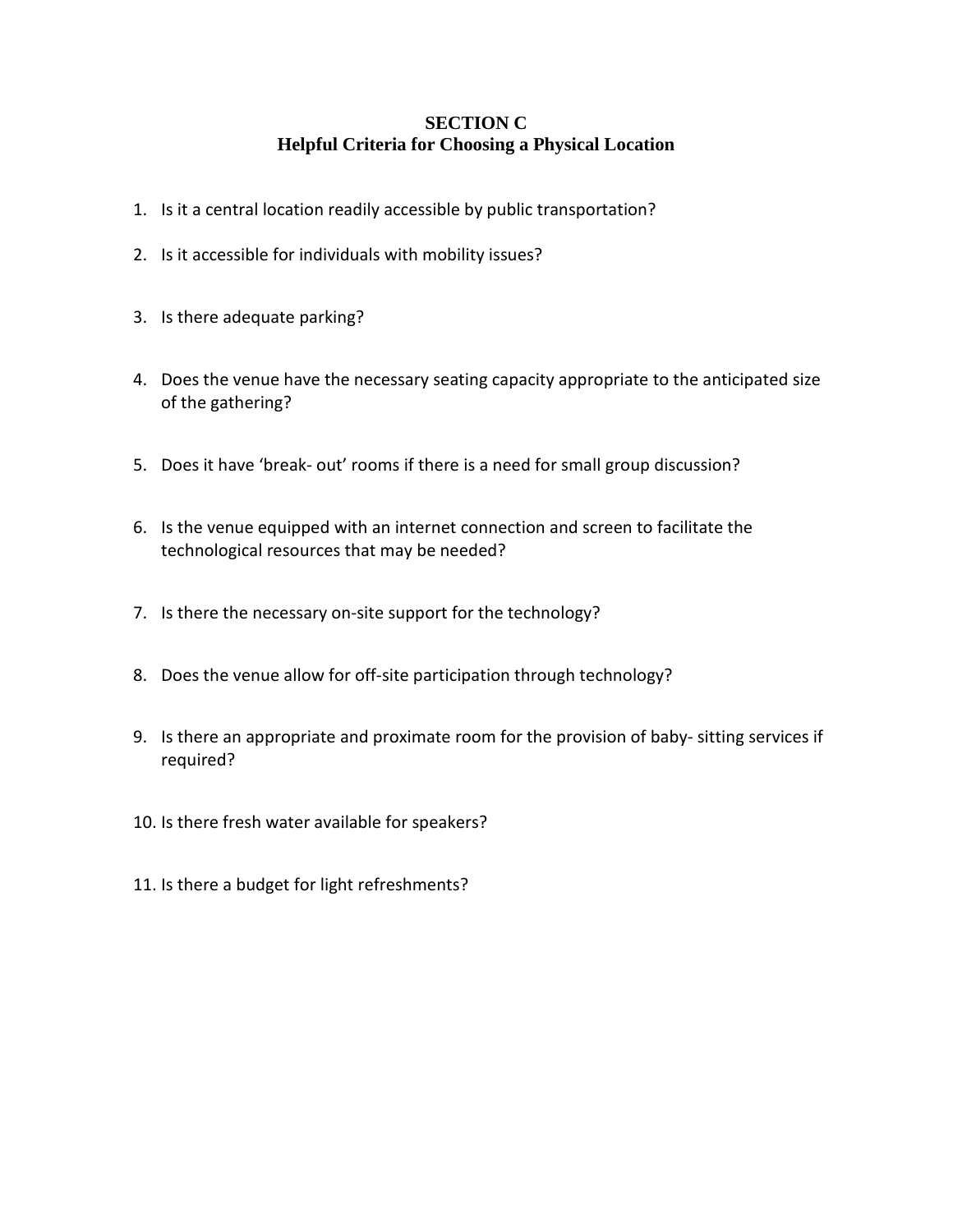# SECTION C
## Helpful Criteria for Choosing a Physical Location

1. Is it a central location readily accessible by public transportation?
2. Is it accessible for individuals with mobility issues?
3. Is there adequate parking?
4. Does the venue have the necessary seating capacity appropriate to the anticipated size of the gathering?
5. Does it have 'break- out' rooms if there is a need for small group discussion?
6. Is the venue equipped with an internet connection and screen to facilitate the technological resources that may be needed?
7. Is there the necessary on-site support for the technology?
8. Does the venue allow for off-site participation through technology?
9. Is there an appropriate and proximate room for the provision of baby- sitting services if required?
10. Is there fresh water available for speakers?
11. Is there a budget for light refreshments?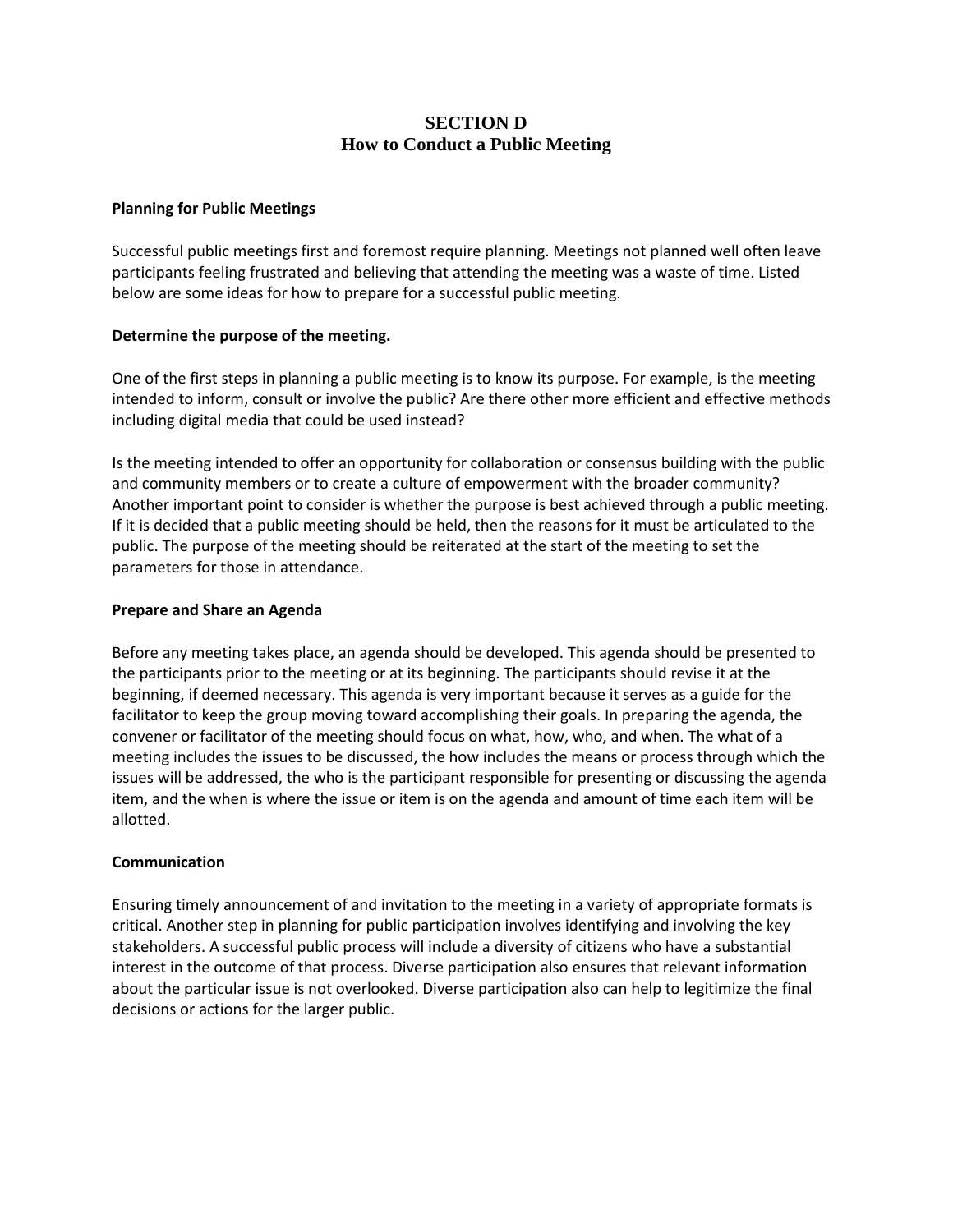# SECTION D
# How to Conduct a Public Meeting

**Planning for Public Meetings**

Successful public meetings first and foremost require planning. Meetings not planned well often leave participants feeling frustrated and believing that attending the meeting was a waste of time. Listed below are some ideas for how to prepare for a successful public meeting.

**Determine the purpose of the meeting.**

One of the first steps in planning a public meeting is to know its purpose. For example, is the meeting intended to inform, consult or involve the public? Are there other more efficient and effective methods including digital media that could be used instead?

Is the meeting intended to offer an opportunity for collaboration or consensus building with the public and community members or to create a culture of empowerment with the broader community? Another important point to consider is whether the purpose is best achieved through a public meeting. If it is decided that a public meeting should be held, then the reasons for it must be articulated to the public. The purpose of the meeting should be reiterated at the start of the meeting to set the parameters for those in attendance.

**Prepare and Share an Agenda**

Before any meeting takes place, an agenda should be developed. This agenda should be presented to the participants prior to the meeting or at its beginning. The participants should revise it at the beginning, if deemed necessary. This agenda is very important because it serves as a guide for the facilitator to keep the group moving toward accomplishing their goals. In preparing the agenda, the convener or facilitator of the meeting should focus on what, how, who, and when. The what of a meeting includes the issues to be discussed, the how includes the means or process through which the issues will be addressed, the who is the participant responsible for presenting or discussing the agenda item, and the when is where the issue or item is on the agenda and amount of time each item will be allotted.

**Communication**

Ensuring timely announcement of and invitation to the meeting in a variety of appropriate formats is critical. Another step in planning for public participation involves identifying and involving the key stakeholders. A successful public process will include a diversity of citizens who have a substantial interest in the outcome of that process. Diverse participation also ensures that relevant information about the particular issue is not overlooked. Diverse participation also can help to legitimize the final decisions or actions for the larger public.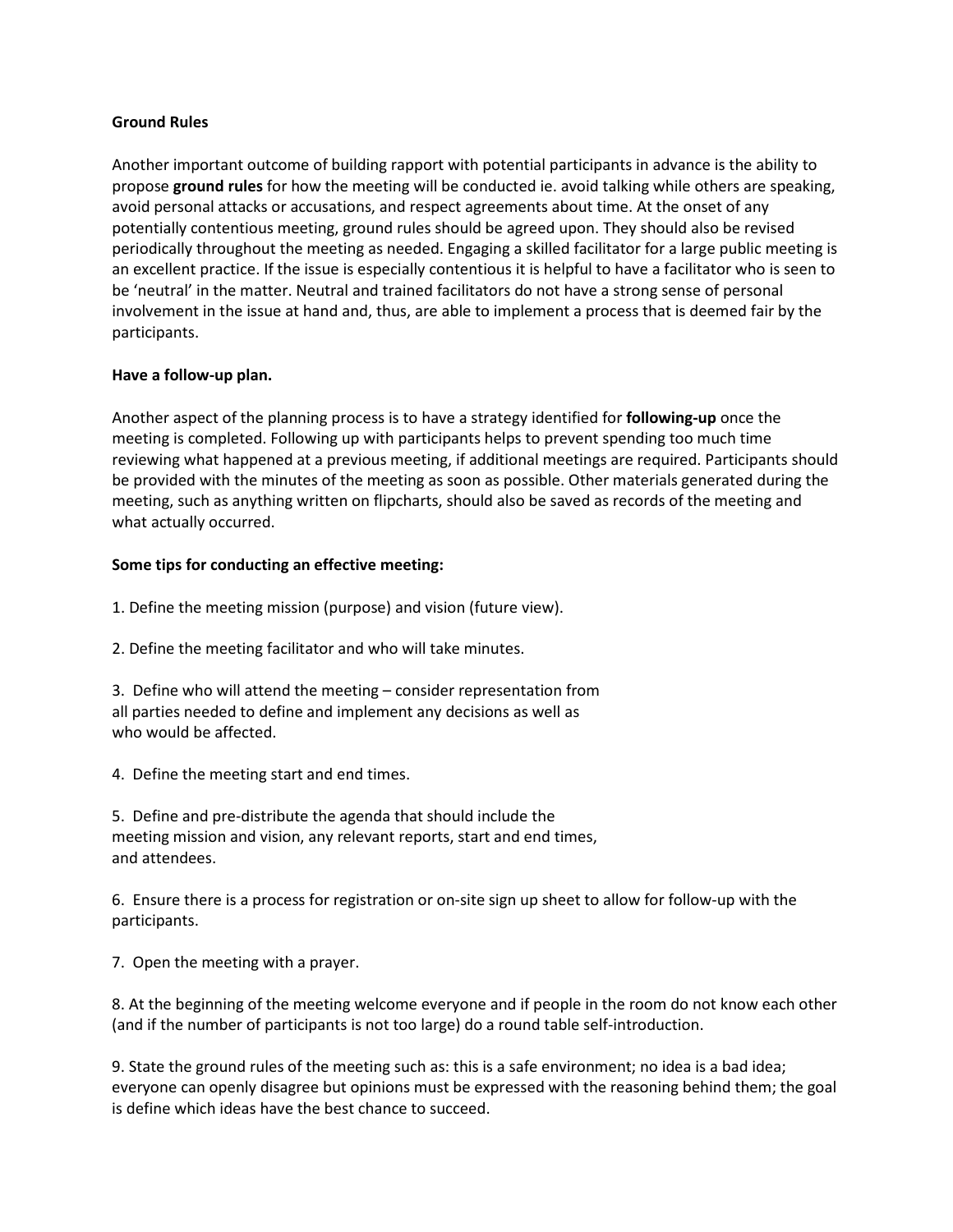**Ground Rules**

Another important outcome of building rapport with potential participants in advance is the ability to propose **ground rules** for how the meeting will be conducted ie. avoid talking while others are speaking, avoid personal attacks or accusations, and respect agreements about time. At the onset of any potentially contentious meeting, ground rules should be agreed upon. They should also be revised periodically throughout the meeting as needed. Engaging a skilled facilitator for a large public meeting is an excellent practice. If the issue is especially contentious it is helpful to have a facilitator who is seen to be 'neutral' in the matter. Neutral and trained facilitators do not have a strong sense of personal involvement in the issue at hand and, thus, are able to implement a process that is deemed fair by the participants.

**Have a follow-up plan.**

Another aspect of the planning process is to have a strategy identified for **following-up** once the meeting is completed. Following up with participants helps to prevent spending too much time reviewing what happened at a previous meeting, if additional meetings are required. Participants should be provided with the minutes of the meeting as soon as possible. Other materials generated during the meeting, such as anything written on flipcharts, should also be saved as records of the meeting and what actually occurred.

**Some tips for conducting an effective meeting:**

1. Define the meeting mission (purpose) and vision (future view).

2. Define the meeting facilitator and who will take minutes.

3. Define who will attend the meeting – consider representation from all parties needed to define and implement any decisions as well as who would be affected.

4. Define the meeting start and end times.

5. Define and pre-distribute the agenda that should include the meeting mission and vision, any relevant reports, start and end times, and attendees.

6. Ensure there is a process for registration or on-site sign up sheet to allow for follow-up with the participants.

7. Open the meeting with a prayer.

8. At the beginning of the meeting welcome everyone and if people in the room do not know each other (and if the number of participants is not too large) do a round table self-introduction.

9. State the ground rules of the meeting such as: this is a safe environment; no idea is a bad idea; everyone can openly disagree but opinions must be expressed with the reasoning behind them; the goal is define which ideas have the best chance to succeed.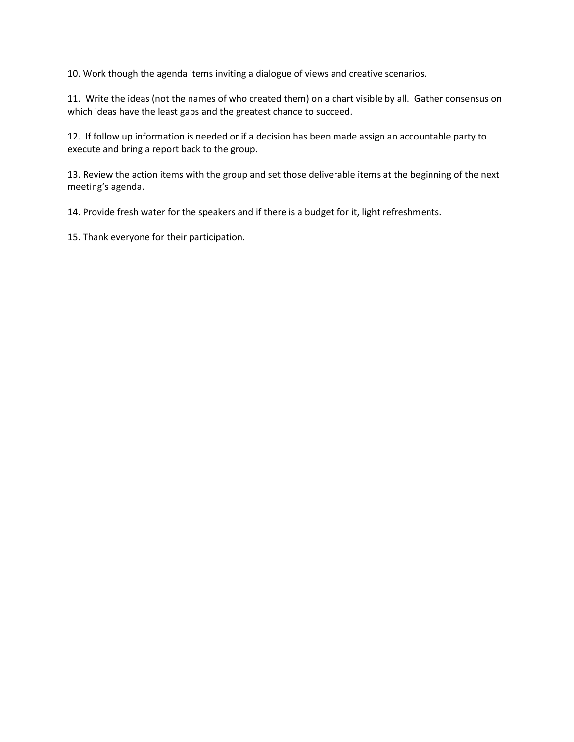10. Work though the agenda items inviting a dialogue of views and creative scenarios.

11. Write the ideas (not the names of who created them) on a chart visible by all. Gather consensus on which ideas have the least gaps and the greatest chance to succeed.

12. If follow up information is needed or if a decision has been made assign an accountable party to execute and bring a report back to the group.

13. Review the action items with the group and set those deliverable items at the beginning of the next meeting's agenda.

14. Provide fresh water for the speakers and if there is a budget for it, light refreshments.

15. Thank everyone for their participation.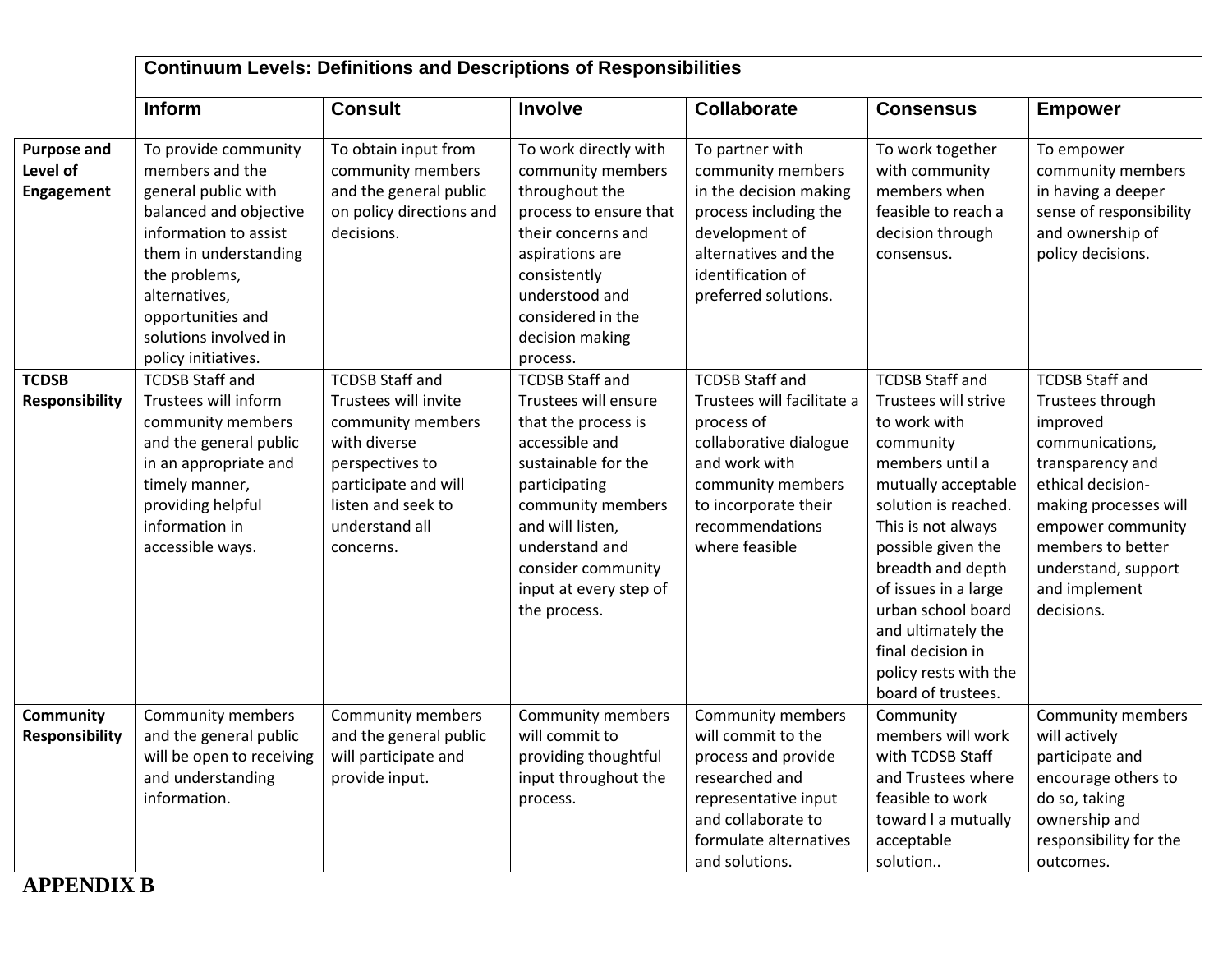| | Continuum Levels: Definitions and Descriptions of Responsibilities | | | | | |
|---|---|---|---|---|---|---|
| | **Inform** | **Consult** | **Involve** | **Collaborate** | **Consensus** | **Empower** |
| **Purpose and Level of Engagement** | To provide community members and the general public with balanced and objective information to assist them in understanding the problems, alternatives, opportunities and solutions involved in policy initiatives. | To obtain input from community members and the general public on policy directions and decisions. | To work directly with community members throughout the process to ensure that their concerns and aspirations are consistently understood and considered in the decision making process. | To partner with community members in the decision making process including the development of alternatives and the identification of preferred solutions. | To work together with community members when feasible to reach a decision through consensus. | To empower community members in having a deeper sense of responsibility and ownership of policy decisions. |
| **TCDSB Responsibility** | TCDSB Staff and Trustees will inform community members and the general public in an appropriate and timely manner, providing helpful information in accessible ways. | TCDSB Staff and Trustees will invite community members with diverse perspectives to participate and will listen and seek to understand all concerns. | TCDSB Staff and Trustees will ensure that the process is accessible and sustainable for the participating community members and will listen, understand and consider community input at every step of the process. | TCDSB Staff and Trustees will facilitate a process of collaborative dialogue and work with community members to incorporate their recommendations where feasible | TCDSB Staff and Trustees will strive to work with community members until a mutually acceptable solution is reached. This is not always possible given the breadth and depth of issues in a large urban school board and ultimately the final decision in policy rests with the board of trustees. | TCDSB Staff and Trustees through improved communications, transparency and ethical decision-making processes will empower community members to better understand, support and implement decisions. |
| **Community Responsibility** | Community members and the general public will be open to receiving and understanding information. | Community members and the general public will participate and provide input. | Community members will commit to providing thoughtful input throughout the process. | Community members will commit to the process and provide researched and representative input and collaborate to formulate alternatives and solutions. | Community members will work with TCDSB Staff and Trustees where feasible to work toward l a mutually acceptable solution.. | Community members will actively participate and encourage others to do so, taking ownership and responsibility for the outcomes. |

**APPENDIX B**